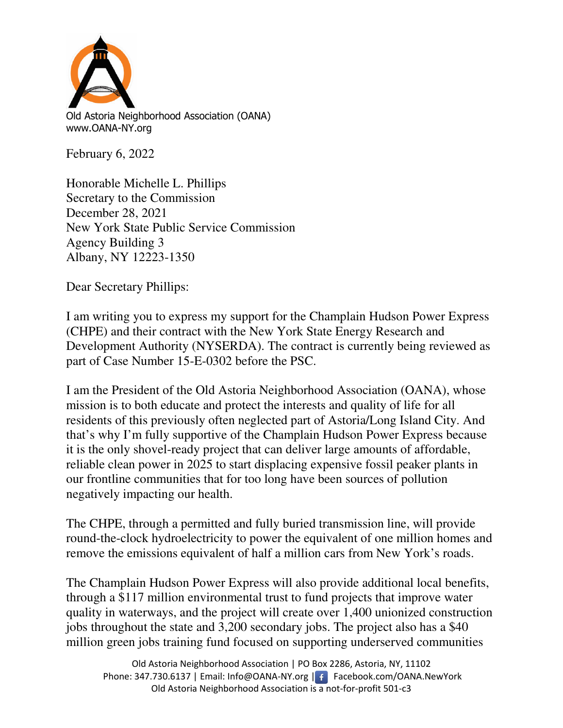Old Astoria Neighborhood Association (OANA)
www.OANA-NY.org

February 6, 2022

Honorable Michelle L. Phillips
Secretary to the Commission
December 28, 2021
New York State Public Service Commission
Agency Building 3
Albany, NY 12223-1350

Dear Secretary Phillips:

I am writing you to express my support for the Champlain Hudson Power Express (CHPE) and their contract with the New York State Energy Research and Development Authority (NYSERDA). The contract is currently being reviewed as part of Case Number 15-E-0302 before the PSC.

I am the President of the Old Astoria Neighborhood Association (OANA), whose mission is to both educate and protect the interests and quality of life for all residents of this previously often neglected part of Astoria/Long Island City. And that's why I'm fully supportive of the Champlain Hudson Power Express because it is the only shovel-ready project that can deliver large amounts of affordable, reliable clean power in 2025 to start displacing expensive fossil peaker plants in our frontline communities that for too long have been sources of pollution negatively impacting our health.

The CHPE, through a permitted and fully buried transmission line, will provide round-the-clock hydroelectricity to power the equivalent of one million homes and remove the emissions equivalent of half a million cars from New York's roads.

The Champlain Hudson Power Express will also provide additional local benefits, through a $117 million environmental trust to fund projects that improve water quality in waterways, and the project will create over 1,400 unionized construction jobs throughout the state and 3,200 secondary jobs. The project also has a $40 million green jobs training fund focused on supporting underserved communities

Old Astoria Neighborhood Association | PO Box 2286, Astoria, NY, 11102
Phone: 347.730.6137 | Email: Info@OANA-NY.org | Facebook.com/OANA.NewYork
Old Astoria Neighborhood Association is a not-for-profit 501-c3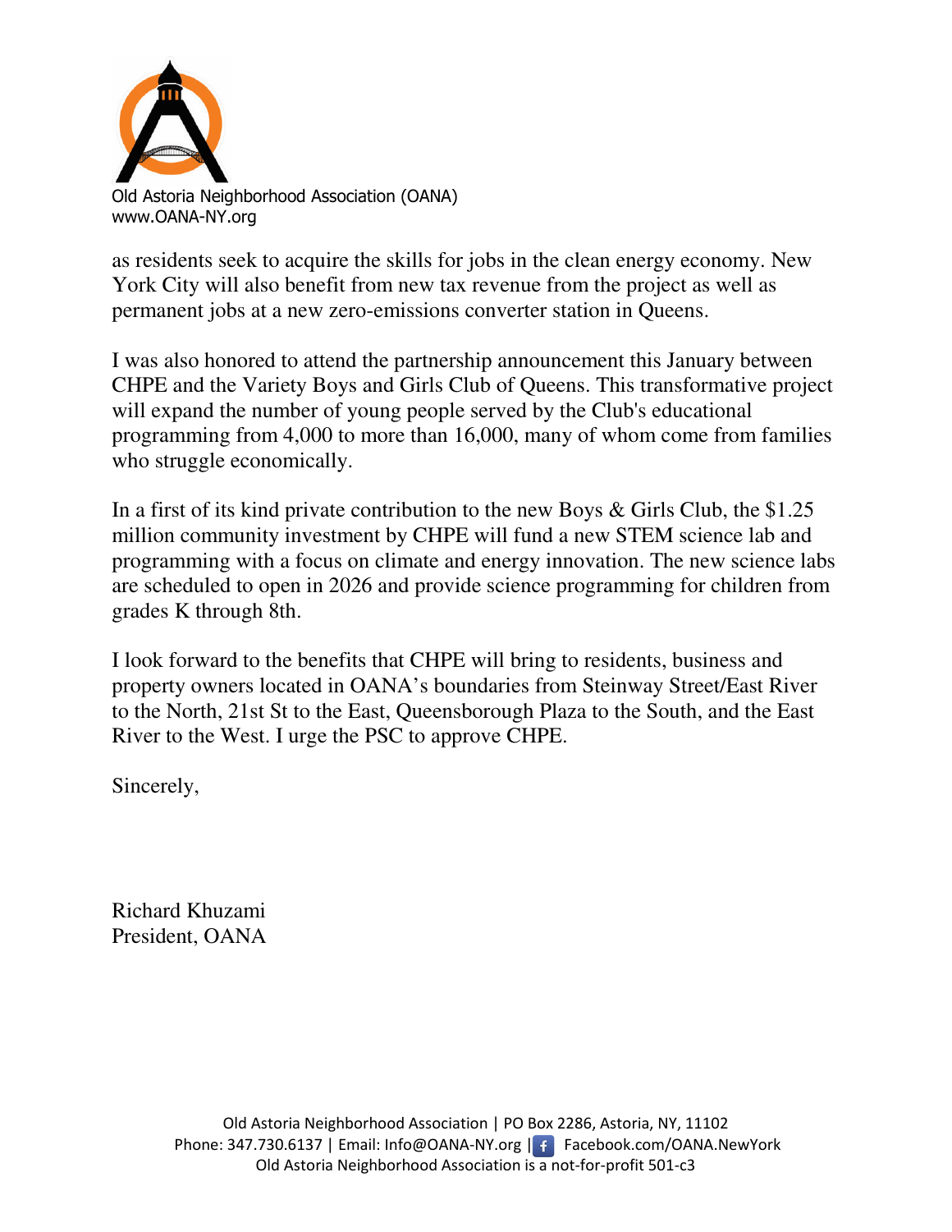Old Astoria Neighborhood Association (OANA)
www.OANA-NY.org

as residents seek to acquire the skills for jobs in the clean energy economy. New York City will also benefit from new tax revenue from the project as well as permanent jobs at a new zero-emissions converter station in Queens.

I was also honored to attend the partnership announcement this January between CHPE and the Variety Boys and Girls Club of Queens. This transformative project will expand the number of young people served by the Club's educational programming from 4,000 to more than 16,000, many of whom come from families who struggle economically.

In a first of its kind private contribution to the new Boys & Girls Club, the $1.25 million community investment by CHPE will fund a new STEM science lab and programming with a focus on climate and energy innovation. The new science labs are scheduled to open in 2026 and provide science programming for children from grades K through 8th.

I look forward to the benefits that CHPE will bring to residents, business and property owners located in OANA's boundaries from Steinway Street/East River to the North, 21st St to the East, Queensborough Plaza to the South, and the East River to the West. I urge the PSC to approve CHPE.

Sincerely,

Richard Khuzami
President, OANA

Old Astoria Neighborhood Association | PO Box 2286, Astoria, NY, 11102
Phone: 347.730.6137 | Email: Info@OANA-NY.org | Facebook.com/OANA.NewYork
Old Astoria Neighborhood Association is a not-for-profit 501-c3